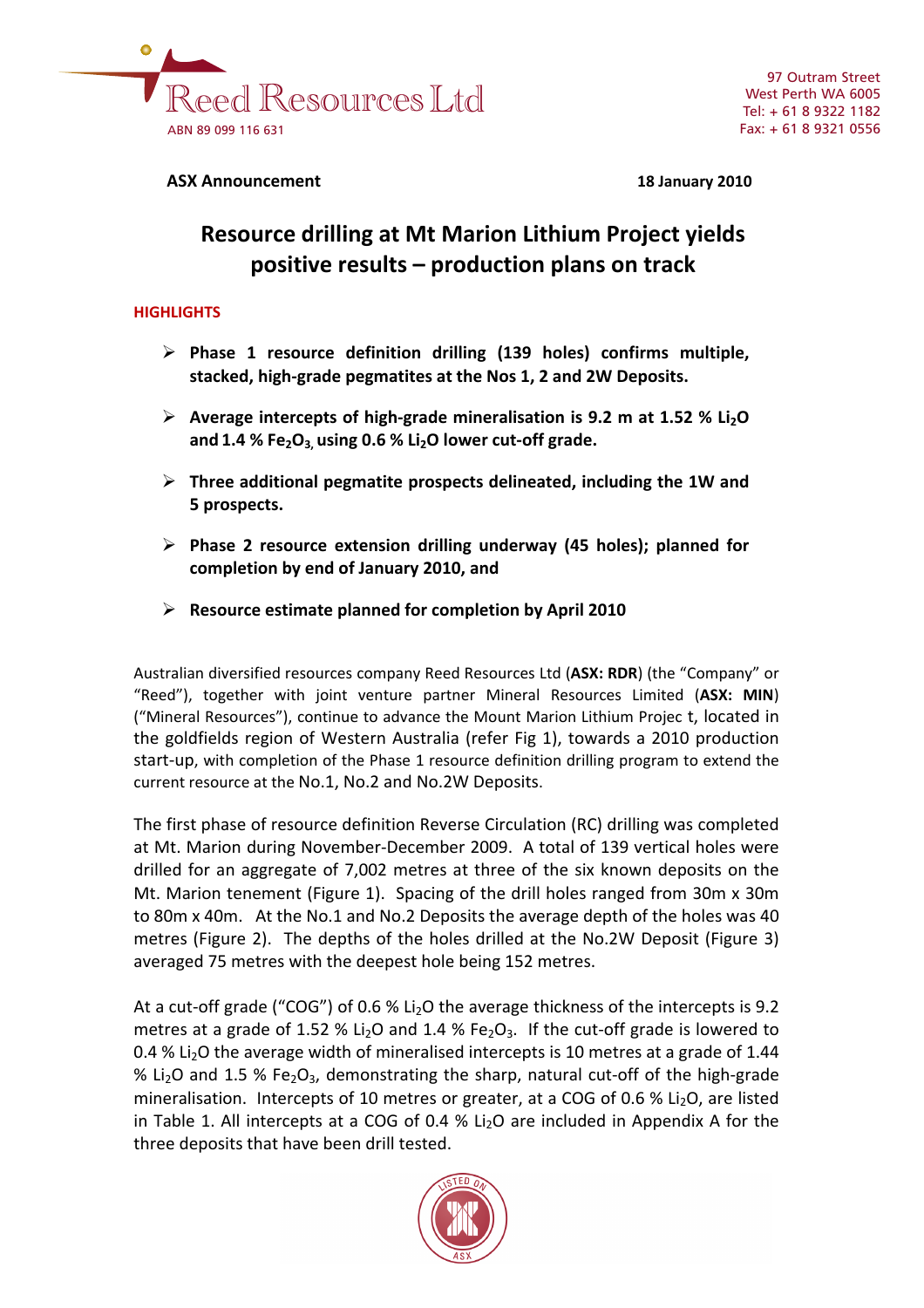Reed Resources Ltd
ABN 89 099 116 631

97 Outram Street
West Perth WA 6005
Tel: + 61 8 9322 1182
Fax: + 61 8 9321 0556

**ASX Announcement** **18 January 2010**

# Resource drilling at Mt Marion Lithium Project yields positive results – production plans on track

## HIGHLIGHTS

- **Phase 1 resource definition drilling (139 holes) confirms multiple, stacked, high-grade pegmatites at the Nos 1, 2 and 2W Deposits.**
- **Average intercepts of high-grade mineralisation is 9.2 m at 1.52 % $Li_2O$ and 1.4 % $Fe_2O_3$, using 0.6 % $Li_2O$ lower cut-off grade.**
- **Three additional pegmatite prospects delineated, including the 1W and 5 prospects.**
- **Phase 2 resource extension drilling underway (45 holes); planned for completion by end of January 2010, and**
- **Resource estimate planned for completion by April 2010**

Australian diversified resources company Reed Resources Ltd (**ASX: RDR**) (the "Company" or "Reed"), together with joint venture partner Mineral Resources Limited (**ASX: MIN**) ("Mineral Resources"), continue to advance the Mount Marion Lithium Projec t, located in the goldfields region of Western Australia (refer Fig 1), towards a 2010 production start-up, with completion of the Phase 1 resource definition drilling program to extend the current resource at the No.1, No.2 and No.2W Deposits.

The first phase of resource definition Reverse Circulation (RC) drilling was completed at Mt. Marion during November-December 2009. A total of 139 vertical holes were drilled for an aggregate of 7,002 metres at three of the six known deposits on the Mt. Marion tenement (Figure 1). Spacing of the drill holes ranged from 30m x 30m to 80m x 40m. At the No.1 and No.2 Deposits the average depth of the holes was 40 metres (Figure 2). The depths of the holes drilled at the No.2W Deposit (Figure 3) averaged 75 metres with the deepest hole being 152 metres.

At a cut-off grade ("COG") of 0.6 % $Li_2O$ the average thickness of the intercepts is 9.2 metres at a grade of 1.52 % $Li_2O$ and 1.4 % $Fe_2O_3$. If the cut-off grade is lowered to 0.4 % $Li_2O$ the average width of mineralised intercepts is 10 metres at a grade of 1.44 % $Li_2O$ and 1.5 % $Fe_2O_3$, demonstrating the sharp, natural cut-off of the high-grade mineralisation. Intercepts of 10 metres or greater, at a COG of 0.6 % $Li_2O$, are listed in Table 1. All intercepts at a COG of 0.4 % $Li_2O$ are included in Appendix A for the three deposits that have been drill tested.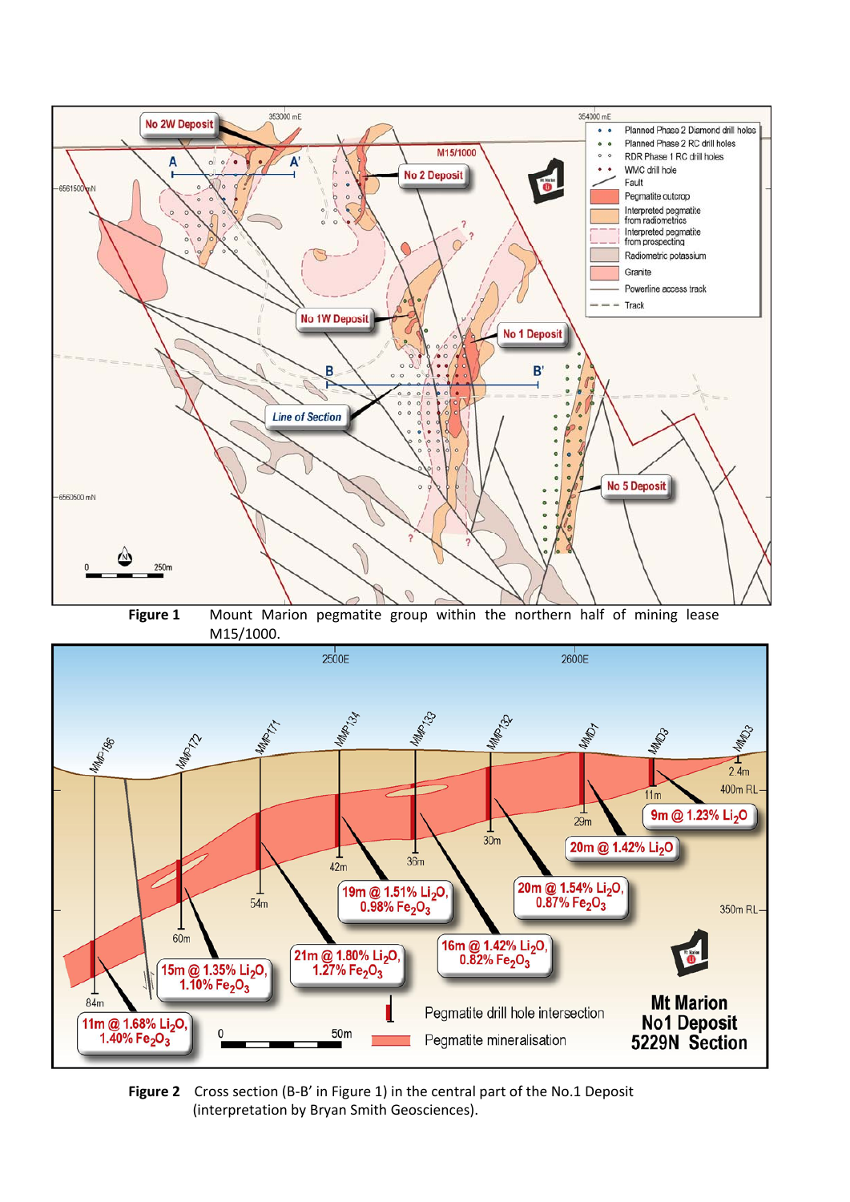**Figure 1** Mount Marion pegmatite group within the northern half of mining lease M15/1000.

**Figure 2** Cross section (B-B' in Figure 1) in the central part of the No.1 Deposit (interpretation by Bryan Smith Geosciences).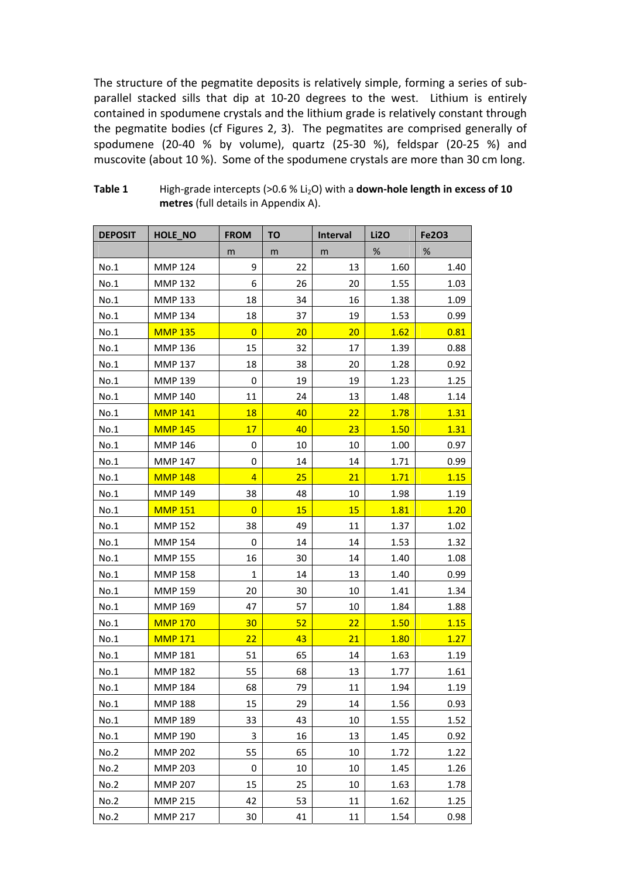The structure of the pegmatite deposits is relatively simple, forming a series of sub-parallel stacked sills that dip at 10-20 degrees to the west. Lithium is entirely contained in spodumene crystals and the lithium grade is relatively constant through the pegmatite bodies (cf Figures 2, 3). The pegmatites are comprised generally of spodumene (20-40 % by volume), quartz (25-30 %), feldspar (20-25 %) and muscovite (about 10 %). Some of the spodumene crystals are more than 30 cm long.

**Table 1** High-grade intercepts (>0.6 % $Li_2O$) with a **down-hole length in excess of 10 metres** (full details in Appendix A).

| DEPOSIT | HOLE_NO | FROM | TO | Interval | Li2O | Fe2O3 |
|---|---|---|---|---|---|---|
| | | m | m | m | % | % |
| No.1 | MMP 124 | 9 | 22 | 13 | 1.60 | 1.40 |
| No.1 | MMP 132 | 6 | 26 | 20 | 1.55 | 1.03 |
| No.1 | MMP 133 | 18 | 34 | 16 | 1.38 | 1.09 |
| No.1 | MMP 134 | 18 | 37 | 19 | 1.53 | 0.99 |
| No.1 | MMP 135 | 0 | 20 | 20 | 1.62 | 0.81 |
| No.1 | MMP 136 | 15 | 32 | 17 | 1.39 | 0.88 |
| No.1 | MMP 137 | 18 | 38 | 20 | 1.28 | 0.92 |
| No.1 | MMP 139 | 0 | 19 | 19 | 1.23 | 1.25 |
| No.1 | MMP 140 | 11 | 24 | 13 | 1.48 | 1.14 |
| No.1 | MMP 141 | 18 | 40 | 22 | 1.78 | 1.31 |
| No.1 | MMP 145 | 17 | 40 | 23 | 1.50 | 1.31 |
| No.1 | MMP 146 | 0 | 10 | 10 | 1.00 | 0.97 |
| No.1 | MMP 147 | 0 | 14 | 14 | 1.71 | 0.99 |
| No.1 | MMP 148 | 4 | 25 | 21 | 1.71 | 1.15 |
| No.1 | MMP 149 | 38 | 48 | 10 | 1.98 | 1.19 |
| No.1 | MMP 151 | 0 | 15 | 15 | 1.81 | 1.20 |
| No.1 | MMP 152 | 38 | 49 | 11 | 1.37 | 1.02 |
| No.1 | MMP 154 | 0 | 14 | 14 | 1.53 | 1.32 |
| No.1 | MMP 155 | 16 | 30 | 14 | 1.40 | 1.08 |
| No.1 | MMP 158 | 1 | 14 | 13 | 1.40 | 0.99 |
| No.1 | MMP 159 | 20 | 30 | 10 | 1.41 | 1.34 |
| No.1 | MMP 169 | 47 | 57 | 10 | 1.84 | 1.88 |
| No.1 | MMP 170 | 30 | 52 | 22 | 1.50 | 1.15 |
| No.1 | MMP 171 | 22 | 43 | 21 | 1.80 | 1.27 |
| No.1 | MMP 181 | 51 | 65 | 14 | 1.63 | 1.19 |
| No.1 | MMP 182 | 55 | 68 | 13 | 1.77 | 1.61 |
| No.1 | MMP 184 | 68 | 79 | 11 | 1.94 | 1.19 |
| No.1 | MMP 188 | 15 | 29 | 14 | 1.56 | 0.93 |
| No.1 | MMP 189 | 33 | 43 | 10 | 1.55 | 1.52 |
| No.1 | MMP 190 | 3 | 16 | 13 | 1.45 | 0.92 |
| No.2 | MMP 202 | 55 | 65 | 10 | 1.72 | 1.22 |
| No.2 | MMP 203 | 0 | 10 | 10 | 1.45 | 1.26 |
| No.2 | MMP 207 | 15 | 25 | 10 | 1.63 | 1.78 |
| No.2 | MMP 215 | 42 | 53 | 11 | 1.62 | 1.25 |
| No.2 | MMP 217 | 30 | 41 | 11 | 1.54 | 0.98 |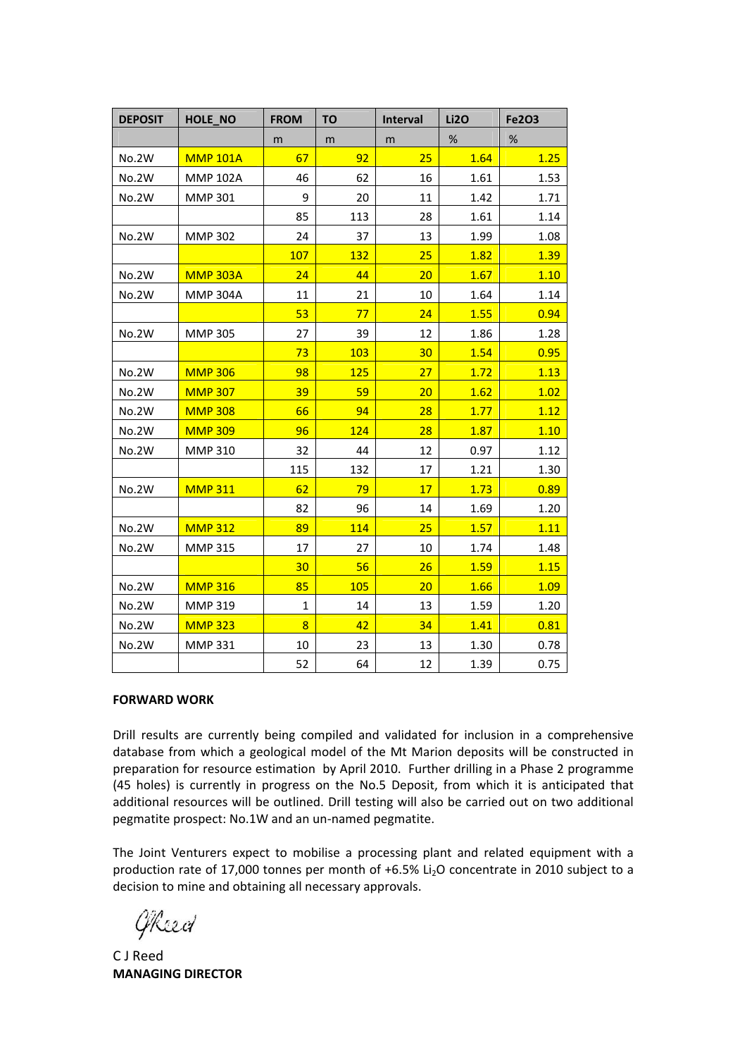| DEPOSIT | HOLE_NO | FROM | TO | Interval | Li2O | Fe2O3 |
|---|---|---|---|---|---|---|
| | | m | m | m | % | % |
| No.2W | MMP 101A | 67 | 92 | 25 | 1.64 | 1.25 |
| No.2W | MMP 102A | 46 | 62 | 16 | 1.61 | 1.53 |
| No.2W | MMP 301 | 9 | 20 | 11 | 1.42 | 1.71 |
| | | 85 | 113 | 28 | 1.61 | 1.14 |
| No.2W | MMP 302 | 24 | 37 | 13 | 1.99 | 1.08 |
| | | 107 | 132 | 25 | 1.82 | 1.39 |
| No.2W | MMP 303A | 24 | 44 | 20 | 1.67 | 1.10 |
| No.2W | MMP 304A | 11 | 21 | 10 | 1.64 | 1.14 |
| | | 53 | 77 | 24 | 1.55 | 0.94 |
| No.2W | MMP 305 | 27 | 39 | 12 | 1.86 | 1.28 |
| | | 73 | 103 | 30 | 1.54 | 0.95 |
| No.2W | MMP 306 | 98 | 125 | 27 | 1.72 | 1.13 |
| No.2W | MMP 307 | 39 | 59 | 20 | 1.62 | 1.02 |
| No.2W | MMP 308 | 66 | 94 | 28 | 1.77 | 1.12 |
| No.2W | MMP 309 | 96 | 124 | 28 | 1.87 | 1.10 |
| No.2W | MMP 310 | 32 | 44 | 12 | 0.97 | 1.12 |
| | | 115 | 132 | 17 | 1.21 | 1.30 |
| No.2W | MMP 311 | 62 | 79 | 17 | 1.73 | 0.89 |
| | | 82 | 96 | 14 | 1.69 | 1.20 |
| No.2W | MMP 312 | 89 | 114 | 25 | 1.57 | 1.11 |
| No.2W | MMP 315 | 17 | 27 | 10 | 1.74 | 1.48 |
| | | 30 | 56 | 26 | 1.59 | 1.15 |
| No.2W | MMP 316 | 85 | 105 | 20 | 1.66 | 1.09 |
| No.2W | MMP 319 | 1 | 14 | 13 | 1.59 | 1.20 |
| No.2W | MMP 323 | 8 | 42 | 34 | 1.41 | 0.81 |
| No.2W | MMP 331 | 10 | 23 | 13 | 1.30 | 0.78 |
| | | 52 | 64 | 12 | 1.39 | 0.75 |

**FORWARD WORK**

Drill results are currently being compiled and validated for inclusion in a comprehensive database from which a geological model of the Mt Marion deposits will be constructed in preparation for resource estimation by April 2010. Further drilling in a Phase 2 programme (45 holes) is currently in progress on the No.5 Deposit, from which it is anticipated that additional resources will be outlined. Drill testing will also be carried out on two additional pegmatite prospect: No.1W and an un-named pegmatite.

The Joint Venturers expect to mobilise a processing plant and related equipment with a production rate of 17,000 tonnes per month of +6.5% $Li_2O$ concentrate in 2010 subject to a decision to mine and obtaining all necessary approvals.

C J Reed
**MANAGING DIRECTOR**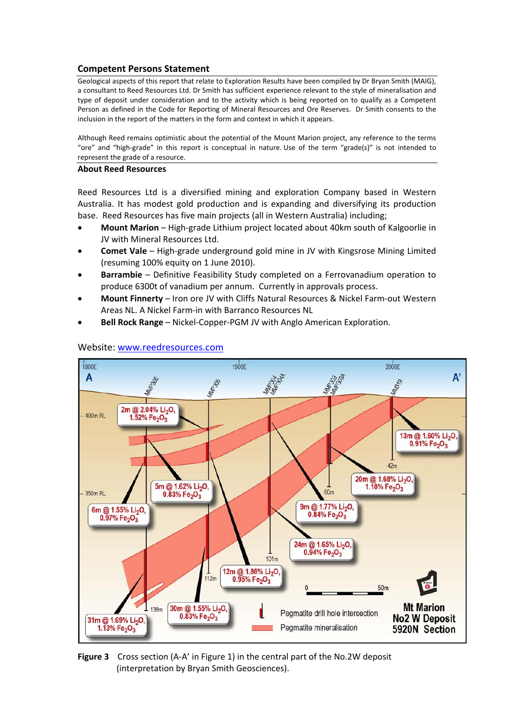## Competent Persons Statement

Geological aspects of this report that relate to Exploration Results have been compiled by Dr Bryan Smith (MAIG), a consultant to Reed Resources Ltd. Dr Smith has sufficient experience relevant to the style of mineralisation and type of deposit under consideration and to the activity which is being reported on to qualify as a Competent Person as defined in the Code for Reporting of Mineral Resources and Ore Reserves. Dr Smith consents to the inclusion in the report of the matters in the form and context in which it appears.

Although Reed remains optimistic about the potential of the Mount Marion project, any reference to the terms "ore" and "high-grade" in this report is conceptual in nature. Use of the term "grade(s)" is not intended to represent the grade of a resource.

## About Reed Resources

Reed Resources Ltd is a diversified mining and exploration Company based in Western Australia. It has modest gold production and is expanding and diversifying its production base. Reed Resources has five main projects (all in Western Australia) including;

- **Mount Marion** – High-grade Lithium project located about 40km south of Kalgoorlie in JV with Mineral Resources Ltd.
- **Comet Vale** – High-grade underground gold mine in JV with Kingsrose Mining Limited (resuming 100% equity on 1 June 2010).
- **Barrambie** – Definitive Feasibility Study completed on a Ferrovanadium operation to produce 6300t of vanadium per annum. Currently in approvals process.
- **Mount Finnerty** – Iron ore JV with Cliffs Natural Resources & Nickel Farm-out Western Areas NL. A Nickel Farm-in with Barranco Resources NL
- **Bell Rock Range** – Nickel-Copper-PGM JV with Anglo American Exploration.

Website: [www.reedresources.com](http://www.reedresources.com)

**Figure 3** Cross section (A-A' in Figure 1) in the central part of the No.2W deposit (interpretation by Bryan Smith Geosciences).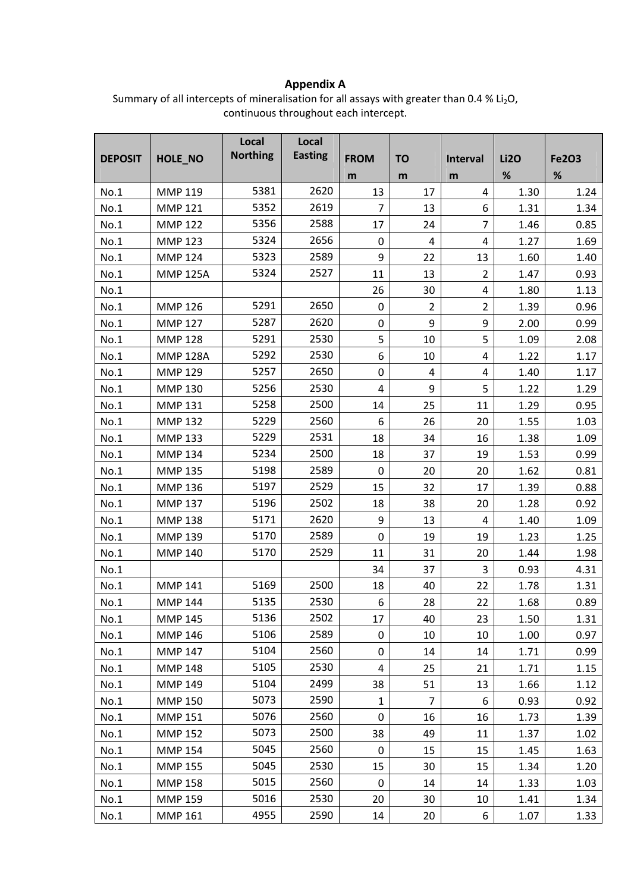# Appendix A

Summary of all intercepts of mineralisation for all assays with greater than 0.4 % $Li_2O$, continuous throughout each intercept.

| DEPOSIT | HOLE_NO | Local Northing | Local Easting | FROM m | TO m | Interval m | Li2O % | Fe2O3 % |
|---|---|---|---|---|---|---|---|---|
| No.1 | MMP 119 | 5381 | 2620 | 13 | 17 | 4 | 1.30 | 1.24 |
| No.1 | MMP 121 | 5352 | 2619 | 7 | 13 | 6 | 1.31 | 1.34 |
| No.1 | MMP 122 | 5356 | 2588 | 17 | 24 | 7 | 1.46 | 0.85 |
| No.1 | MMP 123 | 5324 | 2656 | 0 | 4 | 4 | 1.27 | 1.69 |
| No.1 | MMP 124 | 5323 | 2589 | 9 | 22 | 13 | 1.60 | 1.40 |
| No.1 | MMP 125A | 5324 | 2527 | 11 | 13 | 2 | 1.47 | 0.93 |
| No.1 | | | | 26 | 30 | 4 | 1.80 | 1.13 |
| No.1 | MMP 126 | 5291 | 2650 | 0 | 2 | 2 | 1.39 | 0.96 |
| No.1 | MMP 127 | 5287 | 2620 | 0 | 9 | 9 | 2.00 | 0.99 |
| No.1 | MMP 128 | 5291 | 2530 | 5 | 10 | 5 | 1.09 | 2.08 |
| No.1 | MMP 128A | 5292 | 2530 | 6 | 10 | 4 | 1.22 | 1.17 |
| No.1 | MMP 129 | 5257 | 2650 | 0 | 4 | 4 | 1.40 | 1.17 |
| No.1 | MMP 130 | 5256 | 2530 | 4 | 9 | 5 | 1.22 | 1.29 |
| No.1 | MMP 131 | 5258 | 2500 | 14 | 25 | 11 | 1.29 | 0.95 |
| No.1 | MMP 132 | 5229 | 2560 | 6 | 26 | 20 | 1.55 | 1.03 |
| No.1 | MMP 133 | 5229 | 2531 | 18 | 34 | 16 | 1.38 | 1.09 |
| No.1 | MMP 134 | 5234 | 2500 | 18 | 37 | 19 | 1.53 | 0.99 |
| No.1 | MMP 135 | 5198 | 2589 | 0 | 20 | 20 | 1.62 | 0.81 |
| No.1 | MMP 136 | 5197 | 2529 | 15 | 32 | 17 | 1.39 | 0.88 |
| No.1 | MMP 137 | 5196 | 2502 | 18 | 38 | 20 | 1.28 | 0.92 |
| No.1 | MMP 138 | 5171 | 2620 | 9 | 13 | 4 | 1.40 | 1.09 |
| No.1 | MMP 139 | 5170 | 2589 | 0 | 19 | 19 | 1.23 | 1.25 |
| No.1 | MMP 140 | 5170 | 2529 | 11 | 31 | 20 | 1.44 | 1.98 |
| No.1 | | | | 34 | 37 | 3 | 0.93 | 4.31 |
| No.1 | MMP 141 | 5169 | 2500 | 18 | 40 | 22 | 1.78 | 1.31 |
| No.1 | MMP 144 | 5135 | 2530 | 6 | 28 | 22 | 1.68 | 0.89 |
| No.1 | MMP 145 | 5136 | 2502 | 17 | 40 | 23 | 1.50 | 1.31 |
| No.1 | MMP 146 | 5106 | 2589 | 0 | 10 | 10 | 1.00 | 0.97 |
| No.1 | MMP 147 | 5104 | 2560 | 0 | 14 | 14 | 1.71 | 0.99 |
| No.1 | MMP 148 | 5105 | 2530 | 4 | 25 | 21 | 1.71 | 1.15 |
| No.1 | MMP 149 | 5104 | 2499 | 38 | 51 | 13 | 1.66 | 1.12 |
| No.1 | MMP 150 | 5073 | 2590 | 1 | 7 | 6 | 0.93 | 0.92 |
| No.1 | MMP 151 | 5076 | 2560 | 0 | 16 | 16 | 1.73 | 1.39 |
| No.1 | MMP 152 | 5073 | 2500 | 38 | 49 | 11 | 1.37 | 1.02 |
| No.1 | MMP 154 | 5045 | 2560 | 0 | 15 | 15 | 1.45 | 1.63 |
| No.1 | MMP 155 | 5045 | 2530 | 15 | 30 | 15 | 1.34 | 1.20 |
| No.1 | MMP 158 | 5015 | 2560 | 0 | 14 | 14 | 1.33 | 1.03 |
| No.1 | MMP 159 | 5016 | 2530 | 20 | 30 | 10 | 1.41 | 1.34 |
| No.1 | MMP 161 | 4955 | 2590 | 14 | 20 | 6 | 1.07 | 1.33 |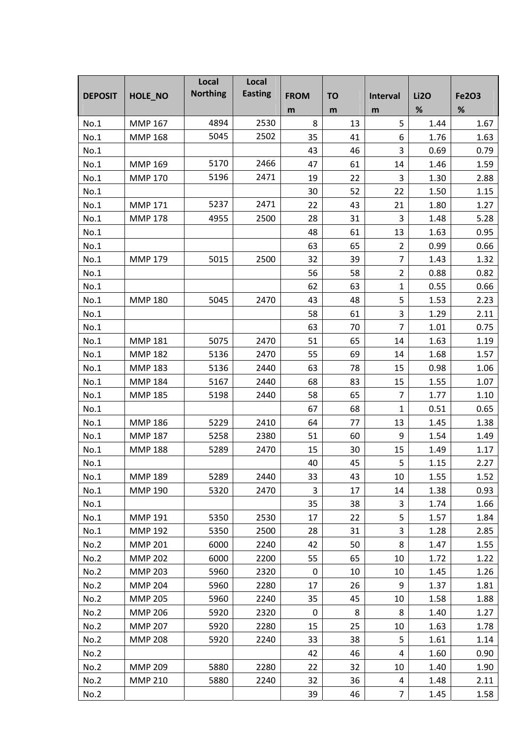| DEPOSIT | HOLE_NO | Local Northing | Local Easting | FROM m | TO m | Interval m | $Li_2O$ % | $Fe_2O_3$ % |
|---|---|---|---|---|---|---|---|---|
| No.1 | MMP 167 | 4894 | 2530 | 8 | 13 | 5 | 1.44 | 1.67 |
| No.1 | MMP 168 | 5045 | 2502 | 35 | 41 | 6 | 1.76 | 1.63 |
| No.1 | | | | 43 | 46 | 3 | 0.69 | 0.79 |
| No.1 | MMP 169 | 5170 | 2466 | 47 | 61 | 14 | 1.46 | 1.59 |
| No.1 | MMP 170 | 5196 | 2471 | 19 | 22 | 3 | 1.30 | 2.88 |
| No.1 | | | | 30 | 52 | 22 | 1.50 | 1.15 |
| No.1 | MMP 171 | 5237 | 2471 | 22 | 43 | 21 | 1.80 | 1.27 |
| No.1 | MMP 178 | 4955 | 2500 | 28 | 31 | 3 | 1.48 | 5.28 |
| No.1 | | | | 48 | 61 | 13 | 1.63 | 0.95 |
| No.1 | | | | 63 | 65 | 2 | 0.99 | 0.66 |
| No.1 | MMP 179 | 5015 | 2500 | 32 | 39 | 7 | 1.43 | 1.32 |
| No.1 | | | | 56 | 58 | 2 | 0.88 | 0.82 |
| No.1 | | | | 62 | 63 | 1 | 0.55 | 0.66 |
| No.1 | MMP 180 | 5045 | 2470 | 43 | 48 | 5 | 1.53 | 2.23 |
| No.1 | | | | 58 | 61 | 3 | 1.29 | 2.11 |
| No.1 | | | | 63 | 70 | 7 | 1.01 | 0.75 |
| No.1 | MMP 181 | 5075 | 2470 | 51 | 65 | 14 | 1.63 | 1.19 |
| No.1 | MMP 182 | 5136 | 2470 | 55 | 69 | 14 | 1.68 | 1.57 |
| No.1 | MMP 183 | 5136 | 2440 | 63 | 78 | 15 | 0.98 | 1.06 |
| No.1 | MMP 184 | 5167 | 2440 | 68 | 83 | 15 | 1.55 | 1.07 |
| No.1 | MMP 185 | 5198 | 2440 | 58 | 65 | 7 | 1.77 | 1.10 |
| No.1 | | | | 67 | 68 | 1 | 0.51 | 0.65 |
| No.1 | MMP 186 | 5229 | 2410 | 64 | 77 | 13 | 1.45 | 1.38 |
| No.1 | MMP 187 | 5258 | 2380 | 51 | 60 | 9 | 1.54 | 1.49 |
| No.1 | MMP 188 | 5289 | 2470 | 15 | 30 | 15 | 1.49 | 1.17 |
| No.1 | | | | 40 | 45 | 5 | 1.15 | 2.27 |
| No.1 | MMP 189 | 5289 | 2440 | 33 | 43 | 10 | 1.55 | 1.52 |
| No.1 | MMP 190 | 5320 | 2470 | 3 | 17 | 14 | 1.38 | 0.93 |
| No.1 | | | | 35 | 38 | 3 | 1.74 | 1.66 |
| No.1 | MMP 191 | 5350 | 2530 | 17 | 22 | 5 | 1.57 | 1.84 |
| No.1 | MMP 192 | 5350 | 2500 | 28 | 31 | 3 | 1.28 | 2.85 |
| No.2 | MMP 201 | 6000 | 2240 | 42 | 50 | 8 | 1.47 | 1.55 |
| No.2 | MMP 202 | 6000 | 2200 | 55 | 65 | 10 | 1.72 | 1.22 |
| No.2 | MMP 203 | 5960 | 2320 | 0 | 10 | 10 | 1.45 | 1.26 |
| No.2 | MMP 204 | 5960 | 2280 | 17 | 26 | 9 | 1.37 | 1.81 |
| No.2 | MMP 205 | 5960 | 2240 | 35 | 45 | 10 | 1.58 | 1.88 |
| No.2 | MMP 206 | 5920 | 2320 | 0 | 8 | 8 | 1.40 | 1.27 |
| No.2 | MMP 207 | 5920 | 2280 | 15 | 25 | 10 | 1.63 | 1.78 |
| No.2 | MMP 208 | 5920 | 2240 | 33 | 38 | 5 | 1.61 | 1.14 |
| No.2 | | | | 42 | 46 | 4 | 1.60 | 0.90 |
| No.2 | MMP 209 | 5880 | 2280 | 22 | 32 | 10 | 1.40 | 1.90 |
| No.2 | MMP 210 | 5880 | 2240 | 32 | 36 | 4 | 1.48 | 2.11 |
| No.2 | | | | 39 | 46 | 7 | 1.45 | 1.58 |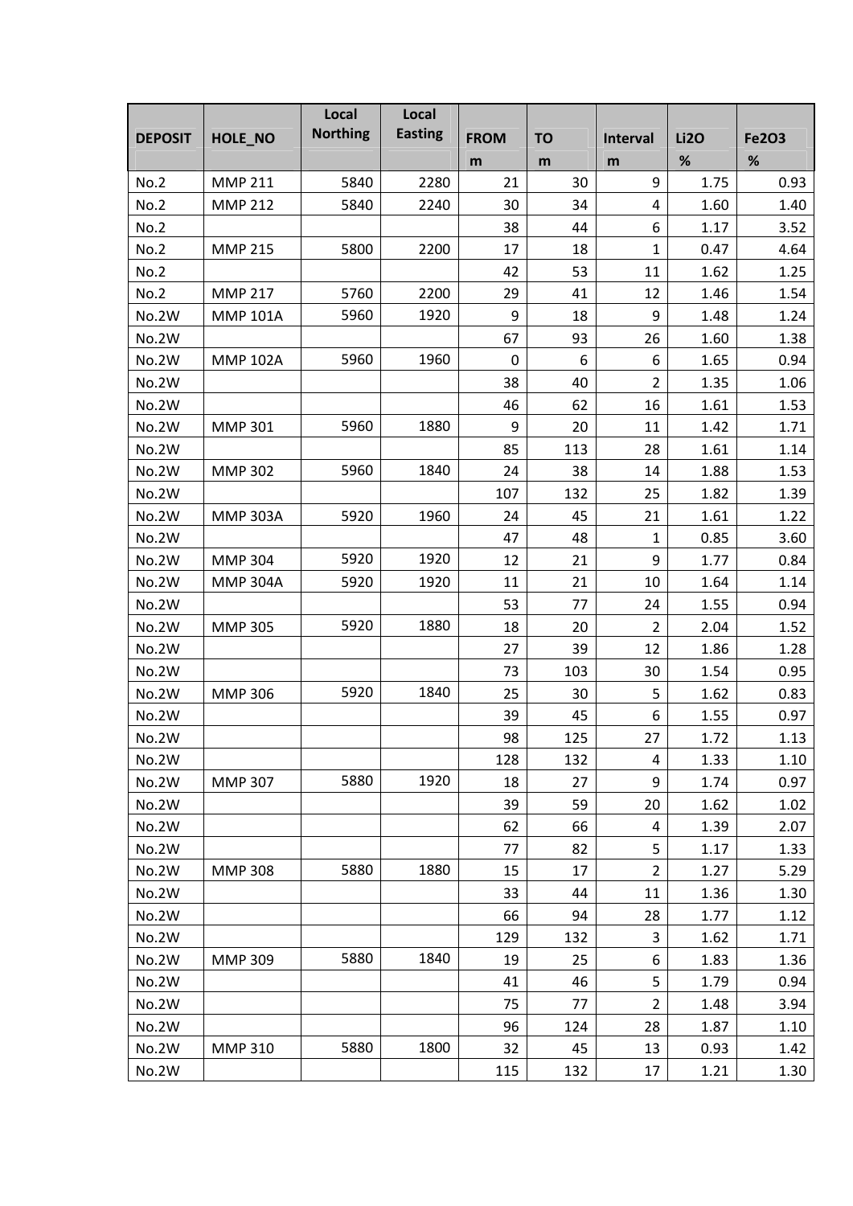| DEPOSIT | HOLE_NO | Local Northing | Local Easting | FROM | TO | Interval | Li2O | Fe2O3 |
|---|---|---|---|---|---|---|---|---|
| | | | | m | m | m | % | % |
| No.2 | MMP 211 | 5840 | 2280 | 21 | 30 | 9 | 1.75 | 0.93 |
| No.2 | MMP 212 | 5840 | 2240 | 30 | 34 | 4 | 1.60 | 1.40 |
| No.2 | | | | 38 | 44 | 6 | 1.17 | 3.52 |
| No.2 | MMP 215 | 5800 | 2200 | 17 | 18 | 1 | 0.47 | 4.64 |
| No.2 | | | | 42 | 53 | 11 | 1.62 | 1.25 |
| No.2 | MMP 217 | 5760 | 2200 | 29 | 41 | 12 | 1.46 | 1.54 |
| No.2W | MMP 101A | 5960 | 1920 | 9 | 18 | 9 | 1.48 | 1.24 |
| No.2W | | | | 67 | 93 | 26 | 1.60 | 1.38 |
| No.2W | MMP 102A | 5960 | 1960 | 0 | 6 | 6 | 1.65 | 0.94 |
| No.2W | | | | 38 | 40 | 2 | 1.35 | 1.06 |
| No.2W | | | | 46 | 62 | 16 | 1.61 | 1.53 |
| No.2W | MMP 301 | 5960 | 1880 | 9 | 20 | 11 | 1.42 | 1.71 |
| No.2W | | | | 85 | 113 | 28 | 1.61 | 1.14 |
| No.2W | MMP 302 | 5960 | 1840 | 24 | 38 | 14 | 1.88 | 1.53 |
| No.2W | | | | 107 | 132 | 25 | 1.82 | 1.39 |
| No.2W | MMP 303A | 5920 | 1960 | 24 | 45 | 21 | 1.61 | 1.22 |
| No.2W | | | | 47 | 48 | 1 | 0.85 | 3.60 |
| No.2W | MMP 304 | 5920 | 1920 | 12 | 21 | 9 | 1.77 | 0.84 |
| No.2W | MMP 304A | 5920 | 1920 | 11 | 21 | 10 | 1.64 | 1.14 |
| No.2W | | | | 53 | 77 | 24 | 1.55 | 0.94 |
| No.2W | MMP 305 | 5920 | 1880 | 18 | 20 | 2 | 2.04 | 1.52 |
| No.2W | | | | 27 | 39 | 12 | 1.86 | 1.28 |
| No.2W | | | | 73 | 103 | 30 | 1.54 | 0.95 |
| No.2W | MMP 306 | 5920 | 1840 | 25 | 30 | 5 | 1.62 | 0.83 |
| No.2W | | | | 39 | 45 | 6 | 1.55 | 0.97 |
| No.2W | | | | 98 | 125 | 27 | 1.72 | 1.13 |
| No.2W | | | | 128 | 132 | 4 | 1.33 | 1.10 |
| No.2W | MMP 307 | 5880 | 1920 | 18 | 27 | 9 | 1.74 | 0.97 |
| No.2W | | | | 39 | 59 | 20 | 1.62 | 1.02 |
| No.2W | | | | 62 | 66 | 4 | 1.39 | 2.07 |
| No.2W | | | | 77 | 82 | 5 | 1.17 | 1.33 |
| No.2W | MMP 308 | 5880 | 1880 | 15 | 17 | 2 | 1.27 | 5.29 |
| No.2W | | | | 33 | 44 | 11 | 1.36 | 1.30 |
| No.2W | | | | 66 | 94 | 28 | 1.77 | 1.12 |
| No.2W | | | | 129 | 132 | 3 | 1.62 | 1.71 |
| No.2W | MMP 309 | 5880 | 1840 | 19 | 25 | 6 | 1.83 | 1.36 |
| No.2W | | | | 41 | 46 | 5 | 1.79 | 0.94 |
| No.2W | | | | 75 | 77 | 2 | 1.48 | 3.94 |
| No.2W | | | | 96 | 124 | 28 | 1.87 | 1.10 |
| No.2W | MMP 310 | 5880 | 1800 | 32 | 45 | 13 | 0.93 | 1.42 |
| No.2W | | | | 115 | 132 | 17 | 1.21 | 1.30 |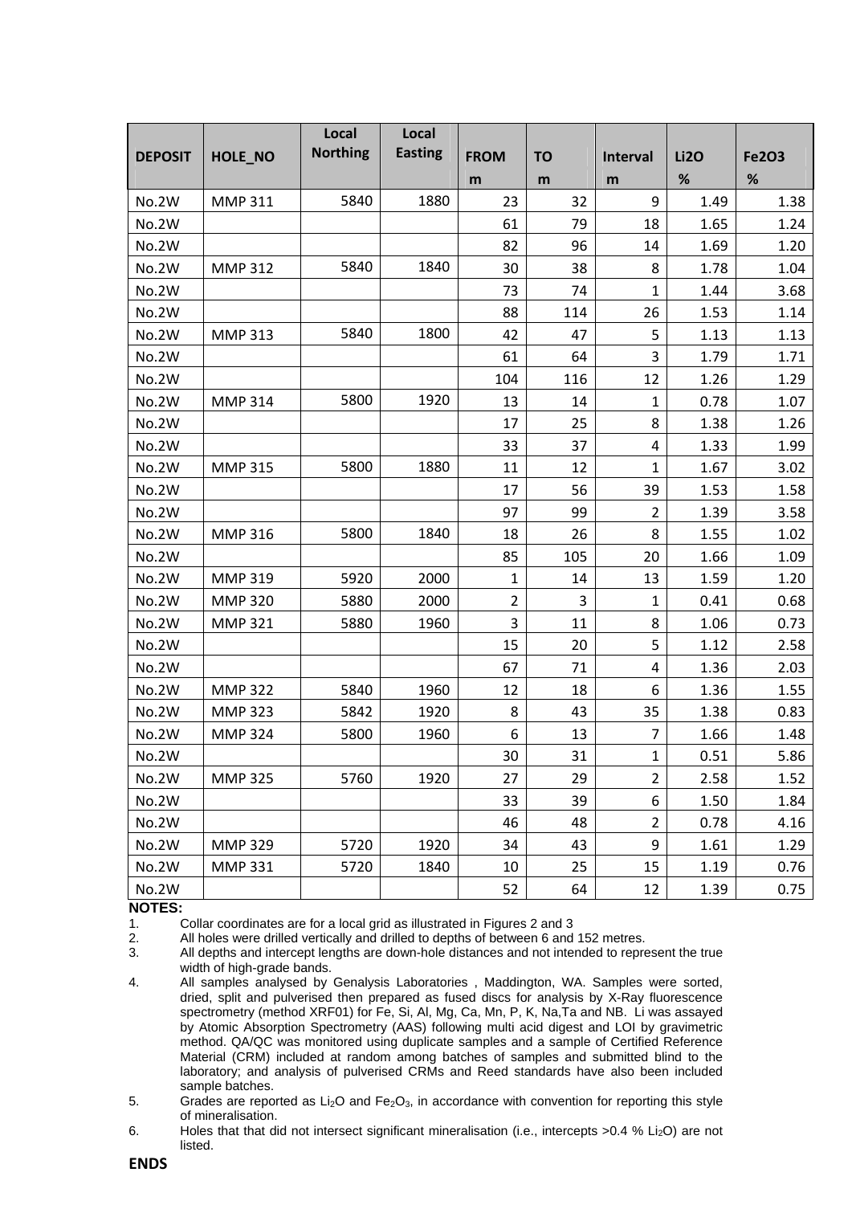| DEPOSIT | HOLE_NO | Local Northing | Local Easting | FROM m | TO m | Interval m | Li2O % | Fe2O3 % |
|---|---|---|---|---|---|---|---|---|
| No.2W | MMP 311 | 5840 | 1880 | 23 | 32 | 9 | 1.49 | 1.38 |
| No.2W | | | | 61 | 79 | 18 | 1.65 | 1.24 |
| No.2W | | | | 82 | 96 | 14 | 1.69 | 1.20 |
| No.2W | MMP 312 | 5840 | 1840 | 30 | 38 | 8 | 1.78 | 1.04 |
| No.2W | | | | 73 | 74 | 1 | 1.44 | 3.68 |
| No.2W | | | | 88 | 114 | 26 | 1.53 | 1.14 |
| No.2W | MMP 313 | 5840 | 1800 | 42 | 47 | 5 | 1.13 | 1.13 |
| No.2W | | | | 61 | 64 | 3 | 1.79 | 1.71 |
| No.2W | | | | 104 | 116 | 12 | 1.26 | 1.29 |
| No.2W | MMP 314 | 5800 | 1920 | 13 | 14 | 1 | 0.78 | 1.07 |
| No.2W | | | | 17 | 25 | 8 | 1.38 | 1.26 |
| No.2W | | | | 33 | 37 | 4 | 1.33 | 1.99 |
| No.2W | MMP 315 | 5800 | 1880 | 11 | 12 | 1 | 1.67 | 3.02 |
| No.2W | | | | 17 | 56 | 39 | 1.53 | 1.58 |
| No.2W | | | | 97 | 99 | 2 | 1.39 | 3.58 |
| No.2W | MMP 316 | 5800 | 1840 | 18 | 26 | 8 | 1.55 | 1.02 |
| No.2W | | | | 85 | 105 | 20 | 1.66 | 1.09 |
| No.2W | MMP 319 | 5920 | 2000 | 1 | 14 | 13 | 1.59 | 1.20 |
| No.2W | MMP 320 | 5880 | 2000 | 2 | 3 | 1 | 0.41 | 0.68 |
| No.2W | MMP 321 | 5880 | 1960 | 3 | 11 | 8 | 1.06 | 0.73 |
| No.2W | | | | 15 | 20 | 5 | 1.12 | 2.58 |
| No.2W | | | | 67 | 71 | 4 | 1.36 | 2.03 |
| No.2W | MMP 322 | 5840 | 1960 | 12 | 18 | 6 | 1.36 | 1.55 |
| No.2W | MMP 323 | 5842 | 1920 | 8 | 43 | 35 | 1.38 | 0.83 |
| No.2W | MMP 324 | 5800 | 1960 | 6 | 13 | 7 | 1.66 | 1.48 |
| No.2W | | | | 30 | 31 | 1 | 0.51 | 5.86 |
| No.2W | MMP 325 | 5760 | 1920 | 27 | 29 | 2 | 2.58 | 1.52 |
| No.2W | | | | 33 | 39 | 6 | 1.50 | 1.84 |
| No.2W | | | | 46 | 48 | 2 | 0.78 | 4.16 |
| No.2W | MMP 329 | 5720 | 1920 | 34 | 43 | 9 | 1.61 | 1.29 |
| No.2W | MMP 331 | 5720 | 1840 | 10 | 25 | 15 | 1.19 | 0.76 |
| No.2W | | | | 52 | 64 | 12 | 1.39 | 0.75 |

**NOTES:**

1. Collar coordinates are for a local grid as illustrated in Figures 2 and 3
2. All holes were drilled vertically and drilled to depths of between 6 and 152 metres.
3. All depths and intercept lengths are down-hole distances and not intended to represent the true width of high-grade bands.
4. All samples analysed by Genalysis Laboratories , Maddington, WA. Samples were sorted, dried, split and pulverised then prepared as fused discs for analysis by X-Ray fluorescence spectrometry (method XRF01) for Fe, Si, Al, Mg, Ca, Mn, P, K, Na,Ta and NB. Li was assayed by Atomic Absorption Spectrometry (AAS) following multi acid digest and LOI by gravimetric method. QA/QC was monitored using duplicate samples and a sample of Certified Reference Material (CRM) included at random among batches of samples and submitted blind to the laboratory; and analysis of pulverised CRMs and Reed standards have also been included sample batches.
5. Grades are reported as $Li_2O$ and $Fe_2O_3$, in accordance with convention for reporting this style of mineralisation.
6. Holes that that did not intersect significant mineralisation (i.e., intercepts >0.4 % $Li_2O$) are not listed.

**ENDS**